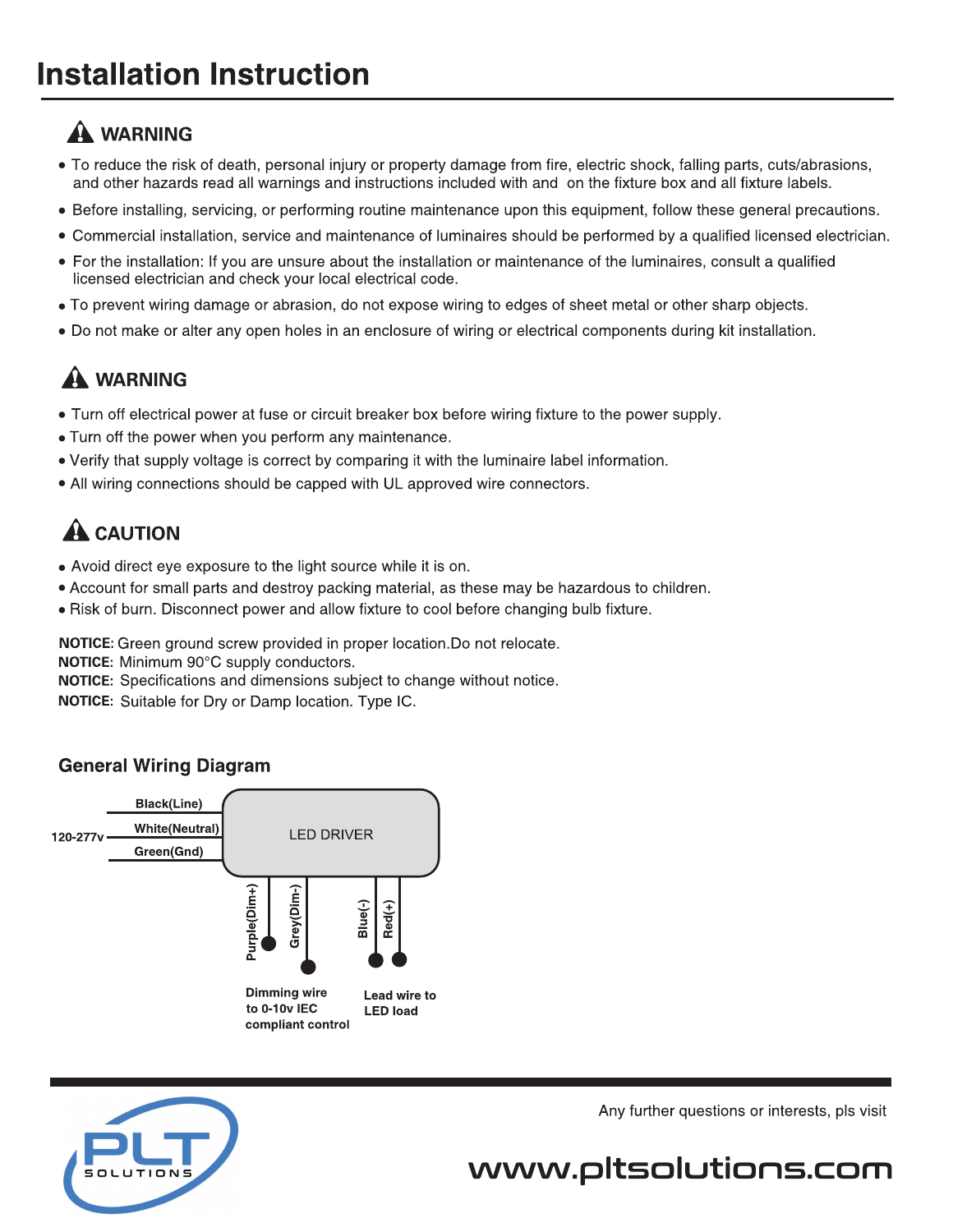# Installation Instruction

## ⚠ WARNING

- To reduce the risk of death, personal injury or property damage from fire, electric shock, falling parts, cuts/abrasions, and other hazards read all warnings and instructions included with and on the fixture box and all fixture labels.
- Before installing, servicing, or performing routine maintenance upon this equipment, follow these general precautions.
- Commercial installation, service and maintenance of luminaires should be performed by a qualified licensed electrician.
- For the installation: If you are unsure about the installation or maintenance of the luminaires, consult a qualified licensed electrician and check your local electrical code.
- To prevent wiring damage or abrasion, do not expose wiring to edges of sheet metal or other sharp objects.
- Do not make or alter any open holes in an enclosure of wiring or electrical components during kit installation.

## ⚠ WARNING

- Turn off electrical power at fuse or circuit breaker box before wiring fixture to the power supply.
- Turn off the power when you perform any maintenance.
- Verify that supply voltage is correct by comparing it with the luminaire label information.
- All wiring connections should be capped with UL approved wire connectors.

## ⚠ CAUTION

- Avoid direct eye exposure to the light source while it is on.
- Account for small parts and destroy packing material, as these may be hazardous to children.
- Risk of burn. Disconnect power and allow fixture to cool before changing bulb fixture.

**NOTICE:** Green ground screw provided in proper location.Do not relocate.
**NOTICE:** Minimum 90°C supply conductors.
**NOTICE:** Specifications and dimensions subject to change without notice.
**NOTICE:** Suitable for Dry or Damp location. Type IC.

### General Wiring Diagram

120-277v

Black(Line)
White(Neutral)
Green(Gnd)

LED DRIVER

Purple(Dim+)
Grey(Dim-)
Blue(-)
Red(+)

Dimming wire to 0-10v IEC compliant control

Lead wire to LED load

PLT SOLUTIONS

Any further questions or interests, pls visit

www.pltsolutions.com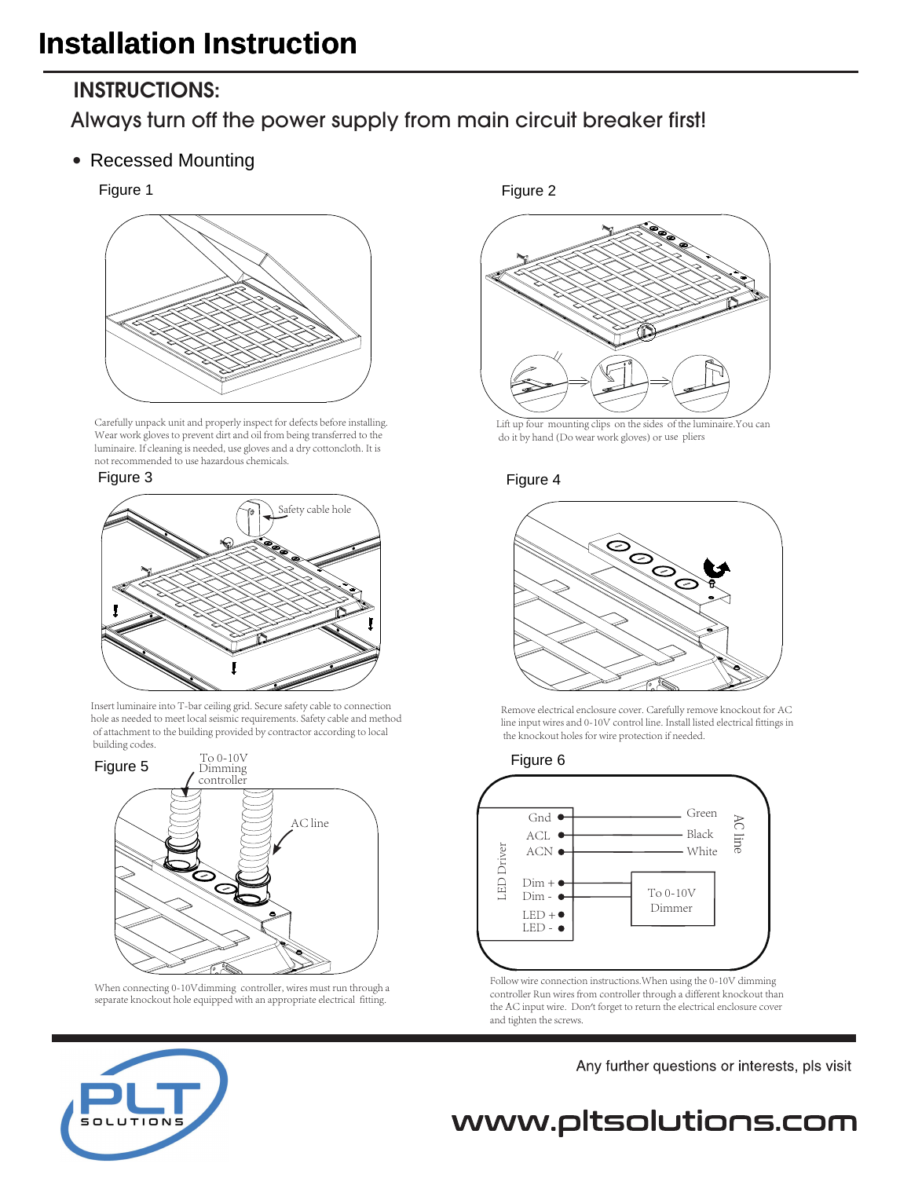# Installation Instruction

## INSTRUCTIONS:

Always turn off the power supply from main circuit breaker first!

- Recessed Mounting

Figure 1

Carefully unpack unit and properly inspect for defects before installing. Wear work gloves to prevent dirt and oil from being transferred to the luminaire. If cleaning is needed, use gloves and a dry cottoncloth. It is not recommended to use hazardous chemicals.

Figure 2

Lift up four mounting clips on the sides of the luminaire.You can do it by hand (Do wear work gloves) or use pliers

Figure 3

Safety cable hole

Insert luminaire into T-bar ceiling grid. Secure safety cable to connection hole as needed to meet local seismic requirements. Safety cable and method of attachment to the building provided by contractor according to local building codes.

Figure 4

Remove electrical enclosure cover. Carefully remove knockout for AC line input wires and 0-10V control line. Install listed electrical fittings in the knockout holes for wire protection if needed.

Figure 5

To 0-10V Dimming controller

AC line

When connecting 0-10Vdimming controller, wires must run through a separate knockout hole equipped with an appropriate electrical fitting.

Figure 6

LED Driver

Gnd
ACL
ACN
Dim +
Dim -
LED +
LED -

Green
Black
White

AC line

To 0-10V Dimmer

Follow wire connection instructions.When using the 0-10V dimming controller Run wires from controller through a different knockout than the AC input wire. Don't forget to return the electrical enclosure cover and tighten the screws.

PLT SOLUTIONS

Any further questions or interests, pls visit

www.pltsolutions.com